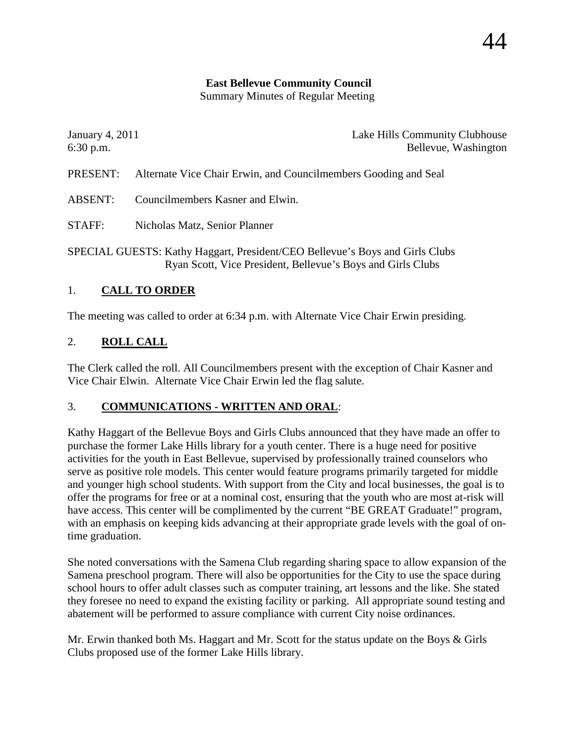**East Bellevue Community Council**
Summary Minutes of Regular Meeting

January 4, 2011 Lake Hills Community Clubhouse
6:30 p.m. Bellevue, Washington

PRESENT: Alternate Vice Chair Erwin, and Councilmembers Gooding and Seal

ABSENT: Councilmembers Kasner and Elwin.

STAFF: Nicholas Matz, Senior Planner

SPECIAL GUESTS: Kathy Haggart, President/CEO Bellevue's Boys and Girls Clubs
Ryan Scott, Vice President, Bellevue's Boys and Girls Clubs

## 1. **CALL TO ORDER**

The meeting was called to order at 6:34 p.m. with Alternate Vice Chair Erwin presiding.

## 2. **ROLL CALL**

The Clerk called the roll. All Councilmembers present with the exception of Chair Kasner and Vice Chair Elwin. Alternate Vice Chair Erwin led the flag salute.

## 3. **COMMUNICATIONS - WRITTEN AND ORAL**:

Kathy Haggart of the Bellevue Boys and Girls Clubs announced that they have made an offer to purchase the former Lake Hills library for a youth center. There is a huge need for positive activities for the youth in East Bellevue, supervised by professionally trained counselors who serve as positive role models. This center would feature programs primarily targeted for middle and younger high school students. With support from the City and local businesses, the goal is to offer the programs for free or at a nominal cost, ensuring that the youth who are most at-risk will have access. This center will be complimented by the current "BE GREAT Graduate!" program, with an emphasis on keeping kids advancing at their appropriate grade levels with the goal of on-time graduation.

She noted conversations with the Samena Club regarding sharing space to allow expansion of the Samena preschool program. There will also be opportunities for the City to use the space during school hours to offer adult classes such as computer training, art lessons and the like. She stated they foresee no need to expand the existing facility or parking. All appropriate sound testing and abatement will be performed to assure compliance with current City noise ordinances.

Mr. Erwin thanked both Ms. Haggart and Mr. Scott for the status update on the Boys & Girls Clubs proposed use of the former Lake Hills library.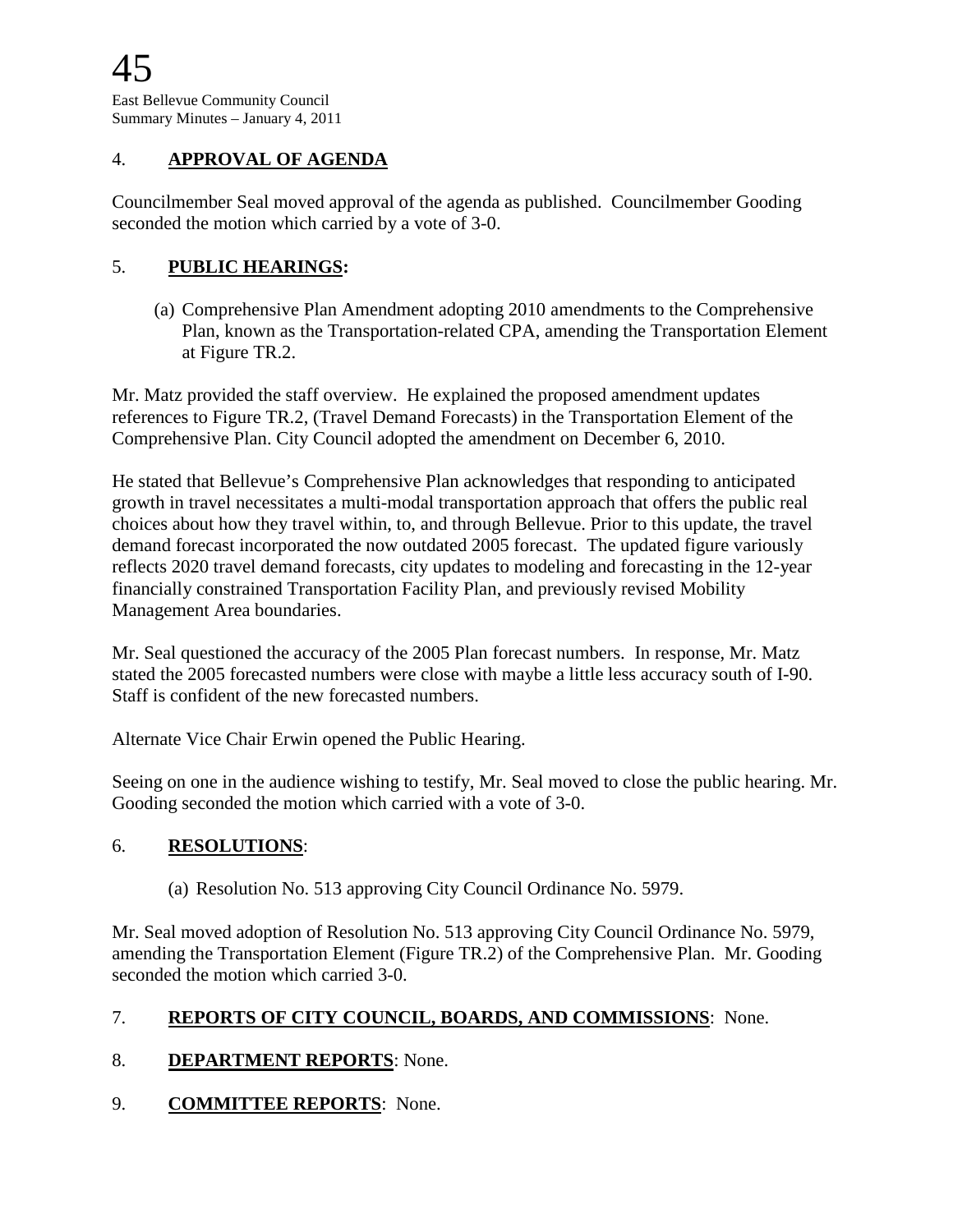## 4. APPROVAL OF AGENDA

Councilmember Seal moved approval of the agenda as published. Councilmember Gooding seconded the motion which carried by a vote of 3-0.

## 5. PUBLIC HEARINGS:

(a) Comprehensive Plan Amendment adopting 2010 amendments to the Comprehensive Plan, known as the Transportation-related CPA, amending the Transportation Element at Figure TR.2.

Mr. Matz provided the staff overview. He explained the proposed amendment updates references to Figure TR.2, (Travel Demand Forecasts) in the Transportation Element of the Comprehensive Plan. City Council adopted the amendment on December 6, 2010.

He stated that Bellevue's Comprehensive Plan acknowledges that responding to anticipated growth in travel necessitates a multi-modal transportation approach that offers the public real choices about how they travel within, to, and through Bellevue. Prior to this update, the travel demand forecast incorporated the now outdated 2005 forecast. The updated figure variously reflects 2020 travel demand forecasts, city updates to modeling and forecasting in the 12-year financially constrained Transportation Facility Plan, and previously revised Mobility Management Area boundaries.

Mr. Seal questioned the accuracy of the 2005 Plan forecast numbers. In response, Mr. Matz stated the 2005 forecasted numbers were close with maybe a little less accuracy south of I-90. Staff is confident of the new forecasted numbers.

Alternate Vice Chair Erwin opened the Public Hearing.

Seeing on one in the audience wishing to testify, Mr. Seal moved to close the public hearing. Mr. Gooding seconded the motion which carried with a vote of 3-0.

## 6. RESOLUTIONS:

(a) Resolution No. 513 approving City Council Ordinance No. 5979.

Mr. Seal moved adoption of Resolution No. 513 approving City Council Ordinance No. 5979, amending the Transportation Element (Figure TR.2) of the Comprehensive Plan. Mr. Gooding seconded the motion which carried 3-0.

## 7. REPORTS OF CITY COUNCIL, BOARDS, AND COMMISSIONS: None.

## 8. DEPARTMENT REPORTS: None.

## 9. COMMITTEE REPORTS: None.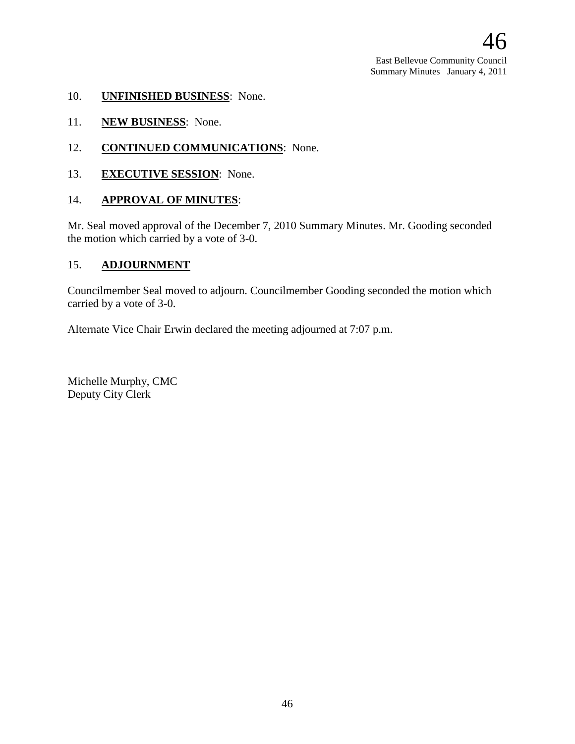10. **UNFINISHED BUSINESS**: None.

11. **NEW BUSINESS**: None.

12. **CONTINUED COMMUNICATIONS**: None.

13. **EXECUTIVE SESSION**: None.

14. **APPROVAL OF MINUTES**:

Mr. Seal moved approval of the December 7, 2010 Summary Minutes. Mr. Gooding seconded the motion which carried by a vote of 3-0.

15. **ADJOURNMENT**

Councilmember Seal moved to adjourn. Councilmember Gooding seconded the motion which carried by a vote of 3-0.

Alternate Vice Chair Erwin declared the meeting adjourned at 7:07 p.m.

Michelle Murphy, CMC
Deputy City Clerk